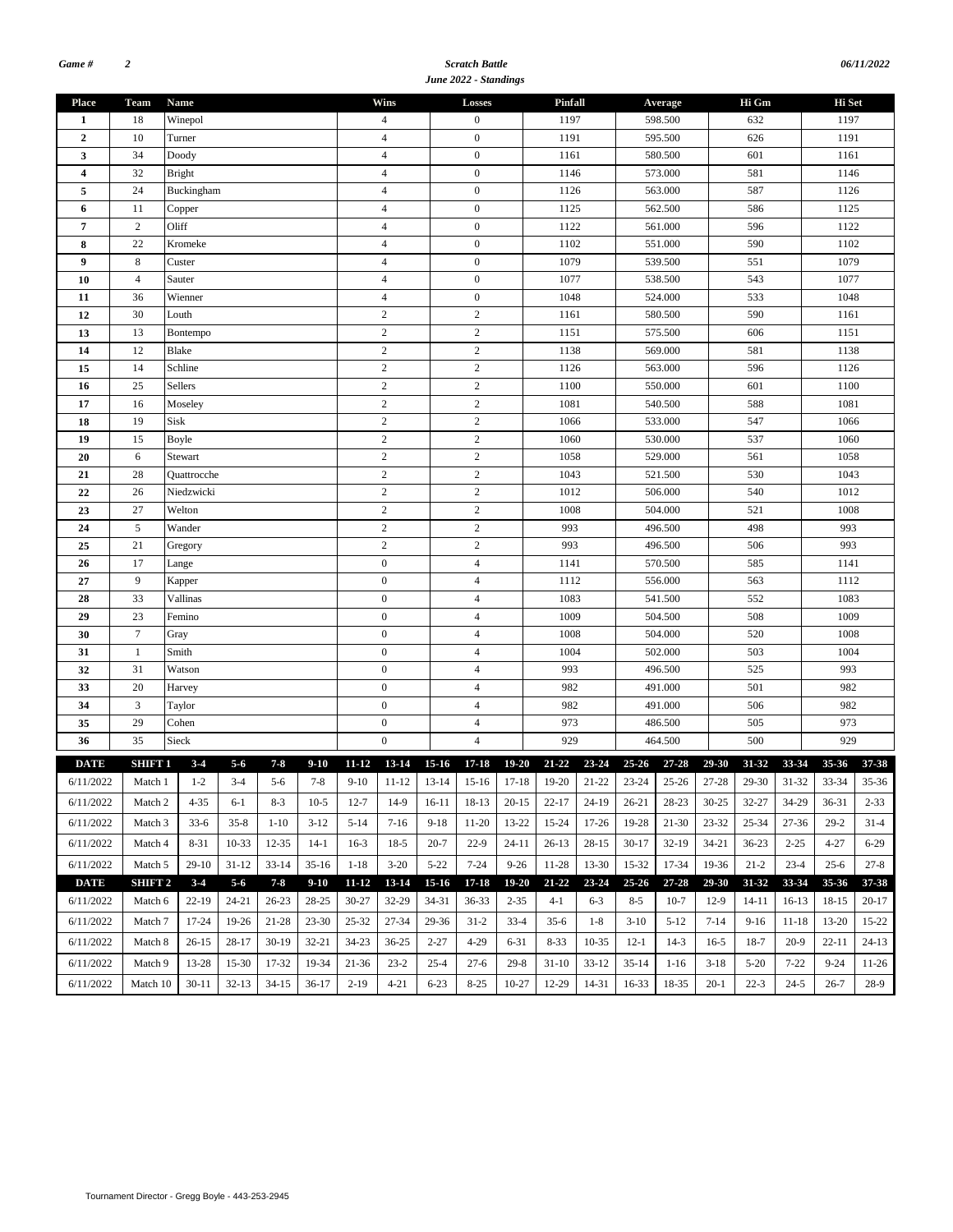**Game #** **2**

**Scratch Battle**

***June 2022 - Standings***

**06/11/2022**

| Place | Team | Name | Wins | Losses | Pinfall | Average | Hi Gm | Hi Set |
|---|---|---|---|---|---|---|---|---|
| 1 | 18 | Winepol | 4 | 0 | 1197 | 598.500 | 632 | 1197 |
| 2 | 10 | Turner | 4 | 0 | 1191 | 595.500 | 626 | 1191 |
| 3 | 34 | Doody | 4 | 0 | 1161 | 580.500 | 601 | 1161 |
| 4 | 32 | Bright | 4 | 0 | 1146 | 573.000 | 581 | 1146 |
| 5 | 24 | Buckingham | 4 | 0 | 1126 | 563.000 | 587 | 1126 |
| 6 | 11 | Copper | 4 | 0 | 1125 | 562.500 | 586 | 1125 |
| 7 | 2 | Oliff | 4 | 0 | 1122 | 561.000 | 596 | 1122 |
| 8 | 22 | Kromeke | 4 | 0 | 1102 | 551.000 | 590 | 1102 |
| 9 | 8 | Custer | 4 | 0 | 1079 | 539.500 | 551 | 1079 |
| 10 | 4 | Sauter | 4 | 0 | 1077 | 538.500 | 543 | 1077 |
| 11 | 36 | Wienner | 4 | 0 | 1048 | 524.000 | 533 | 1048 |
| 12 | 30 | Louth | 2 | 2 | 1161 | 580.500 | 590 | 1161 |
| 13 | 13 | Bontempo | 2 | 2 | 1151 | 575.500 | 606 | 1151 |
| 14 | 12 | Blake | 2 | 2 | 1138 | 569.000 | 581 | 1138 |
| 15 | 14 | Schline | 2 | 2 | 1126 | 563.000 | 596 | 1126 |
| 16 | 25 | Sellers | 2 | 2 | 1100 | 550.000 | 601 | 1100 |
| 17 | 16 | Moseley | 2 | 2 | 1081 | 540.500 | 588 | 1081 |
| 18 | 19 | Sisk | 2 | 2 | 1066 | 533.000 | 547 | 1066 |
| 19 | 15 | Boyle | 2 | 2 | 1060 | 530.000 | 537 | 1060 |
| 20 | 6 | Stewart | 2 | 2 | 1058 | 529.000 | 561 | 1058 |
| 21 | 28 | Quattrocche | 2 | 2 | 1043 | 521.500 | 530 | 1043 |
| 22 | 26 | Niedzwicki | 2 | 2 | 1012 | 506.000 | 540 | 1012 |
| 23 | 27 | Welton | 2 | 2 | 1008 | 504.000 | 521 | 1008 |
| 24 | 5 | Wander | 2 | 2 | 993 | 496.500 | 498 | 993 |
| 25 | 21 | Gregory | 2 | 2 | 993 | 496.500 | 506 | 993 |
| 26 | 17 | Lange | 0 | 4 | 1141 | 570.500 | 585 | 1141 |
| 27 | 9 | Kapper | 0 | 4 | 1112 | 556.000 | 563 | 1112 |
| 28 | 33 | Vallinas | 0 | 4 | 1083 | 541.500 | 552 | 1083 |
| 29 | 23 | Femino | 0 | 4 | 1009 | 504.500 | 508 | 1009 |
| 30 | 7 | Gray | 0 | 4 | 1008 | 504.000 | 520 | 1008 |
| 31 | 1 | Smith | 0 | 4 | 1004 | 502.000 | 503 | 1004 |
| 32 | 31 | Watson | 0 | 4 | 993 | 496.500 | 525 | 993 |
| 33 | 20 | Harvey | 0 | 4 | 982 | 491.000 | 501 | 982 |
| 34 | 3 | Taylor | 0 | 4 | 982 | 491.000 | 506 | 982 |
| 35 | 29 | Cohen | 0 | 4 | 973 | 486.500 | 505 | 973 |
| 36 | 35 | Sieck | 0 | 4 | 929 | 464.500 | 500 | 929 |

| DATE | SHIFT 1 | 3-4 | 5-6 | 7-8 | 9-10 | 11-12 | 13-14 | 15-16 | 17-18 | 19-20 | 21-22 | 23-24 | 25-26 | 27-28 | 29-30 | 31-32 | 33-34 | 35-36 | 37-38 |
|---|---|---|---|---|---|---|---|---|---|---|---|---|---|---|---|---|---|---|---|
| 6/11/2022 | Match 1 | 1-2 | 3-4 | 5-6 | 7-8 | 9-10 | 11-12 | 13-14 | 15-16 | 17-18 | 19-20 | 21-22 | 23-24 | 25-26 | 27-28 | 29-30 | 31-32 | 33-34 | 35-36 |
| 6/11/2022 | Match 2 | 4-35 | 6-1 | 8-3 | 10-5 | 12-7 | 14-9 | 16-11 | 18-13 | 20-15 | 22-17 | 24-19 | 26-21 | 28-23 | 30-25 | 32-27 | 34-29 | 36-31 | 2-33 |
| 6/11/2022 | Match 3 | 33-6 | 35-8 | 1-10 | 3-12 | 5-14 | 7-16 | 9-18 | 11-20 | 13-22 | 15-24 | 17-26 | 19-28 | 21-30 | 23-32 | 25-34 | 27-36 | 29-2 | 31-4 |
| 6/11/2022 | Match 4 | 8-31 | 10-33 | 12-35 | 14-1 | 16-3 | 18-5 | 20-7 | 22-9 | 24-11 | 26-13 | 28-15 | 30-17 | 32-19 | 34-21 | 36-23 | 2-25 | 4-27 | 6-29 |
| 6/11/2022 | Match 5 | 29-10 | 31-12 | 33-14 | 35-16 | 1-18 | 3-20 | 5-22 | 7-24 | 9-26 | 11-28 | 13-30 | 15-32 | 17-34 | 19-36 | 21-2 | 23-4 | 25-6 | 27-8 |
| **DATE** | **SHIFT 2** | **3-4** | **5-6** | **7-8** | **9-10** | **11-12** | **13-14** | **15-16** | **17-18** | **19-20** | **21-22** | **23-24** | **25-26** | **27-28** | **29-30** | **31-32** | **33-34** | **35-36** | **37-38** |
| 6/11/2022 | Match 6 | 22-19 | 24-21 | 26-23 | 28-25 | 30-27 | 32-29 | 34-31 | 36-33 | 2-35 | 4-1 | 6-3 | 8-5 | 10-7 | 12-9 | 14-11 | 16-13 | 18-15 | 20-17 |
| 6/11/2022 | Match 7 | 17-24 | 19-26 | 21-28 | 23-30 | 25-32 | 27-34 | 29-36 | 31-2 | 33-4 | 35-6 | 1-8 | 3-10 | 5-12 | 7-14 | 9-16 | 11-18 | 13-20 | 15-22 |
| 6/11/2022 | Match 8 | 26-15 | 28-17 | 30-19 | 32-21 | 34-23 | 36-25 | 2-27 | 4-29 | 6-31 | 8-33 | 10-35 | 12-1 | 14-3 | 16-5 | 18-7 | 20-9 | 22-11 | 24-13 |
| 6/11/2022 | Match 9 | 13-28 | 15-30 | 17-32 | 19-34 | 21-36 | 23-2 | 25-4 | 27-6 | 29-8 | 31-10 | 33-12 | 35-14 | 1-16 | 3-18 | 5-20 | 7-22 | 9-24 | 11-26 |
| 6/11/2022 | Match 10 | 30-11 | 32-13 | 34-15 | 36-17 | 2-19 | 4-21 | 6-23 | 8-25 | 10-27 | 12-29 | 14-31 | 16-33 | 18-35 | 20-1 | 22-3 | 24-5 | 26-7 | 28-9 |

Tournament Director - Gregg Boyle - 443-253-2945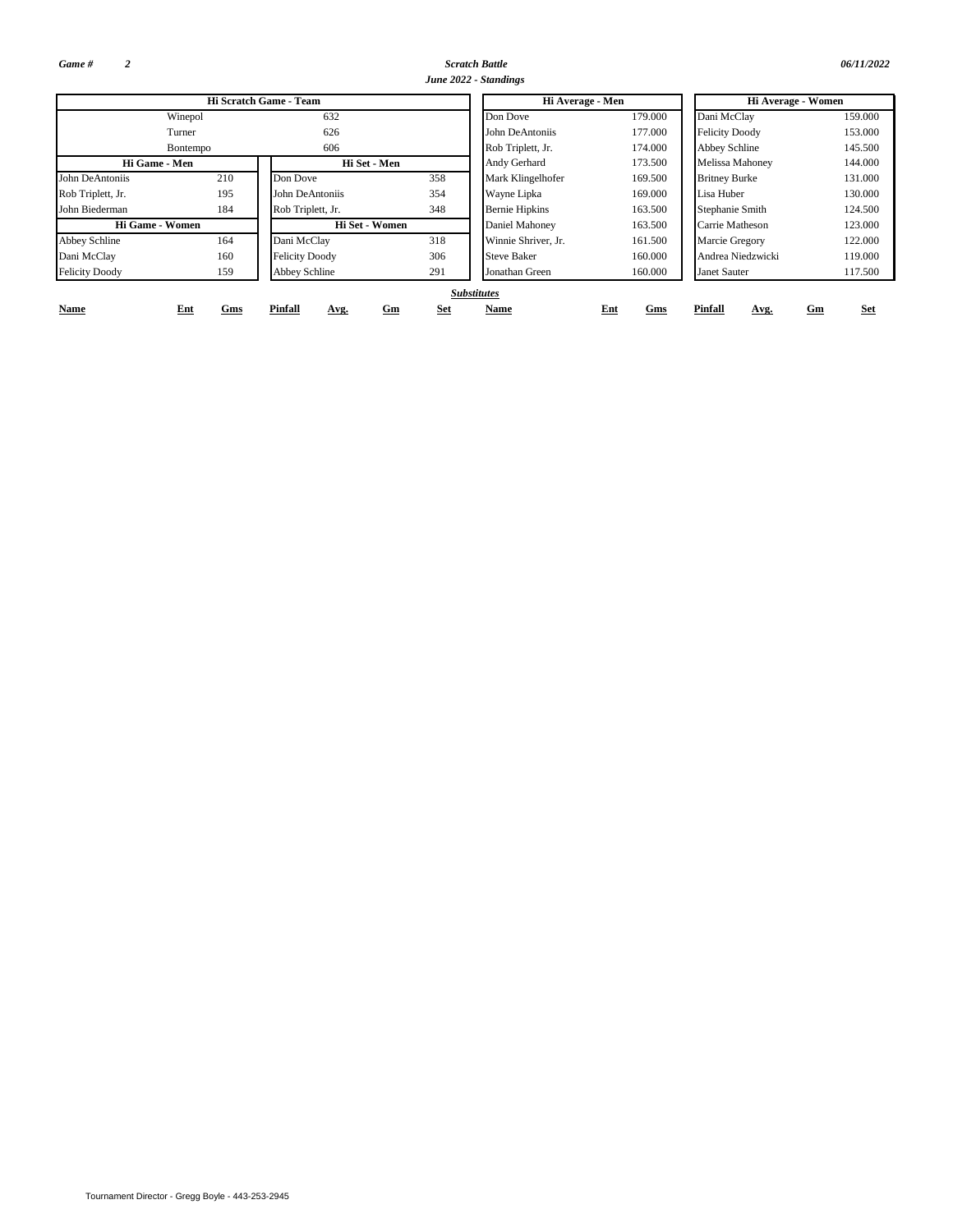*Game #* *2*

***Scratch Battle***

***June 2022 - Standings***

*06/11/2022*

| Hi Scratch Game - Team | |
|---|---|
| Winepol | 632 |
| Turner | 626 |
| Bontempo | 606 |

| Hi Game - Men | |
|---|---|
| John DeAntoniis | 210 |
| Rob Triplett, Jr. | 195 |
| John Biederman | 184 |

| Hi Set - Men | |
|---|---|
| Don Dove | 358 |
| John DeAntoniis | 354 |
| Rob Triplett, Jr. | 348 |

| Hi Game - Women | |
|---|---|
| Abbey Schline | 164 |
| Dani McClay | 160 |
| Felicity Doody | 159 |

| Hi Set - Women | |
|---|---|
| Dani McClay | 318 |
| Felicity Doody | 306 |
| Abbey Schline | 291 |

| Hi Average - Men | |
|---|---|
| Don Dove | 179.000 |
| John DeAntoniis | 177.000 |
| Rob Triplett, Jr. | 174.000 |
| Andy Gerhard | 173.500 |
| Mark Klingelhofer | 169.500 |
| Wayne Lipka | 169.000 |
| Bernie Hipkins | 163.500 |
| Daniel Mahoney | 163.500 |
| Winnie Shriver, Jr. | 161.500 |
| Steve Baker | 160.000 |
| Jonathan Green | 160.000 |

| Hi Average - Women | |
|---|---|
| Dani McClay | 159.000 |
| Felicity Doody | 153.000 |
| Abbey Schline | 145.500 |
| Melissa Mahoney | 144.000 |
| Britney Burke | 131.000 |
| Lisa Huber | 130.000 |
| Stephanie Smith | 124.500 |
| Carrie Matheson | 123.000 |
| Marcie Gregory | 122.000 |
| Andrea Niedzwicki | 119.000 |
| Janet Sauter | 117.500 |

***Substitutes***

| Name | Ent | Gms | Pinfall | Avg. | Gm | Set | Name | Ent | Gms | Pinfall | Avg. | Gm | Set |
|---|---|---|---|---|---|---|---|---|---|---|---|---|---|

Tournament Director - Gregg Boyle - 443-253-2945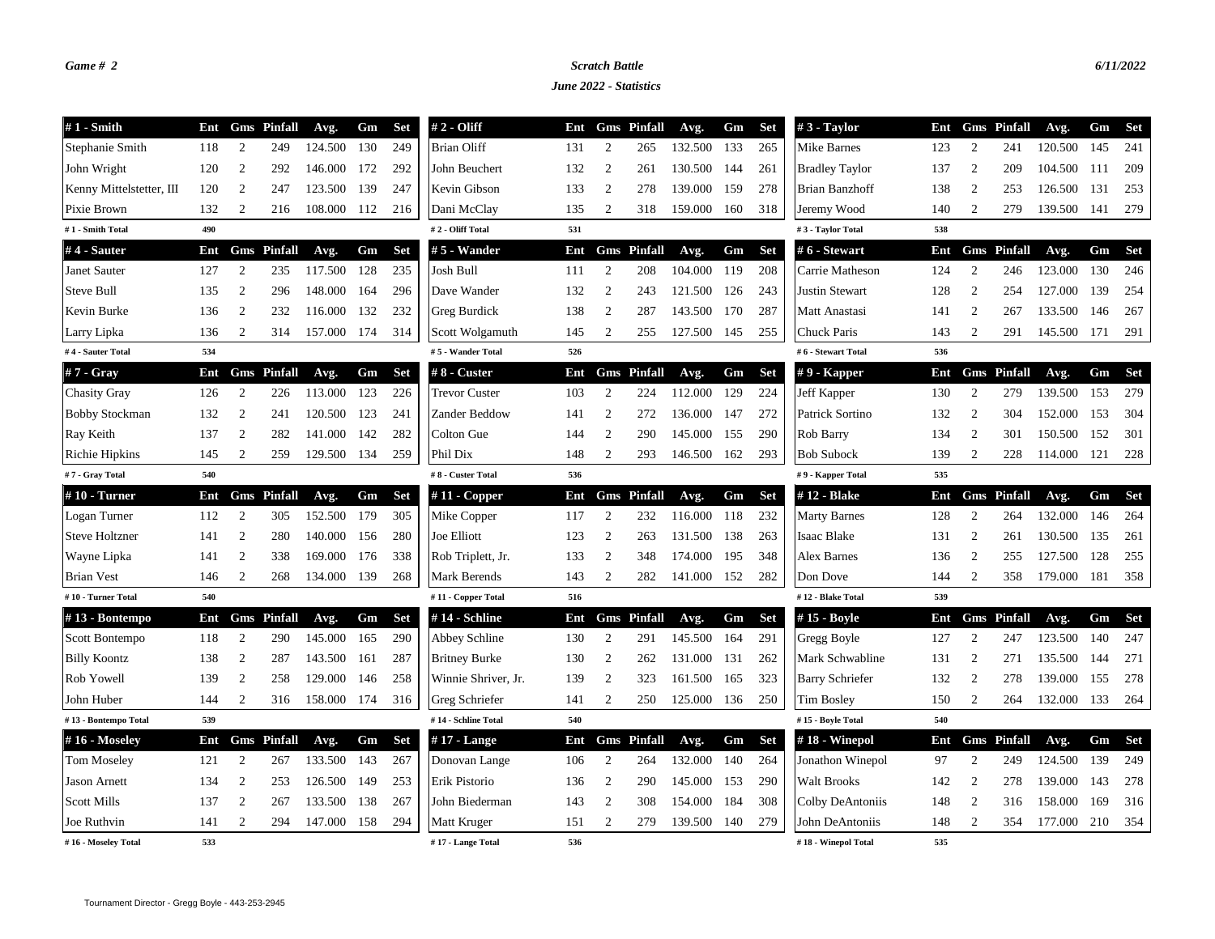Game # 2

**Scratch Battle**

**June 2022 - Statistics**

6/11/2022

| # 1 - Smith | Ent | Gms | Pinfall | Avg. | Gm | Set |
|---|---|---|---|---|---|---|
| Stephanie Smith | 118 | 2 | 249 | 124.500 | 130 | 249 |
| John Wright | 120 | 2 | 292 | 146.000 | 172 | 292 |
| Kenny Mittelstetter, III | 120 | 2 | 247 | 123.500 | 139 | 247 |
| Pixie Brown | 132 | 2 | 216 | 108.000 | 112 | 216 |
| # 1 - Smith Total | 490 | | | | | |

| # 2 - Oliff | Ent | Gms | Pinfall | Avg. | Gm | Set |
|---|---|---|---|---|---|---|
| Brian Oliff | 131 | 2 | 265 | 132.500 | 133 | 265 |
| John Beuchert | 132 | 2 | 261 | 130.500 | 144 | 261 |
| Kevin Gibson | 133 | 2 | 278 | 139.000 | 159 | 278 |
| Dani McClay | 135 | 2 | 318 | 159.000 | 160 | 318 |
| # 2 - Oliff Total | 531 | | | | | |

| # 3 - Taylor | Ent | Gms | Pinfall | Avg. | Gm | Set |
|---|---|---|---|---|---|---|
| Mike Barnes | 123 | 2 | 241 | 120.500 | 145 | 241 |
| Bradley Taylor | 137 | 2 | 209 | 104.500 | 111 | 209 |
| Brian Banzhoff | 138 | 2 | 253 | 126.500 | 131 | 253 |
| Jeremy Wood | 140 | 2 | 279 | 139.500 | 141 | 279 |
| # 3 - Taylor Total | 538 | | | | | |

| # 4 - Sauter | Ent | Gms | Pinfall | Avg. | Gm | Set |
|---|---|---|---|---|---|---|
| Janet Sauter | 127 | 2 | 235 | 117.500 | 128 | 235 |
| Steve Bull | 135 | 2 | 296 | 148.000 | 164 | 296 |
| Kevin Burke | 136 | 2 | 232 | 116.000 | 132 | 232 |
| Larry Lipka | 136 | 2 | 314 | 157.000 | 174 | 314 |
| # 4 - Sauter Total | 534 | | | | | |

| # 5 - Wander | Ent | Gms | Pinfall | Avg. | Gm | Set |
|---|---|---|---|---|---|---|
| Josh Bull | 111 | 2 | 208 | 104.000 | 119 | 208 |
| Dave Wander | 132 | 2 | 243 | 121.500 | 126 | 243 |
| Greg Burdick | 138 | 2 | 287 | 143.500 | 170 | 287 |
| Scott Wolgamuth | 145 | 2 | 255 | 127.500 | 145 | 255 |
| # 5 - Wander Total | 526 | | | | | |

| # 6 - Stewart | Ent | Gms | Pinfall | Avg. | Gm | Set |
|---|---|---|---|---|---|---|
| Carrie Matheson | 124 | 2 | 246 | 123.000 | 130 | 246 |
| Justin Stewart | 128 | 2 | 254 | 127.000 | 139 | 254 |
| Matt Anastasi | 141 | 2 | 267 | 133.500 | 146 | 267 |
| Chuck Paris | 143 | 2 | 291 | 145.500 | 171 | 291 |
| # 6 - Stewart Total | 536 | | | | | |

| # 7 - Gray | Ent | Gms | Pinfall | Avg. | Gm | Set |
|---|---|---|---|---|---|---|
| Chasity Gray | 126 | 2 | 226 | 113.000 | 123 | 226 |
| Bobby Stockman | 132 | 2 | 241 | 120.500 | 123 | 241 |
| Ray Keith | 137 | 2 | 282 | 141.000 | 142 | 282 |
| Richie Hipkins | 145 | 2 | 259 | 129.500 | 134 | 259 |
| # 7 - Gray Total | 540 | | | | | |

| # 8 - Custer | Ent | Gms | Pinfall | Avg. | Gm | Set |
|---|---|---|---|---|---|---|
| Trevor Custer | 103 | 2 | 224 | 112.000 | 129 | 224 |
| Zander Beddow | 141 | 2 | 272 | 136.000 | 147 | 272 |
| Colton Gue | 144 | 2 | 290 | 145.000 | 155 | 290 |
| Phil Dix | 148 | 2 | 293 | 146.500 | 162 | 293 |
| # 8 - Custer Total | 536 | | | | | |

| # 9 - Kapper | Ent | Gms | Pinfall | Avg. | Gm | Set |
|---|---|---|---|---|---|---|
| Jeff Kapper | 130 | 2 | 279 | 139.500 | 153 | 279 |
| Patrick Sortino | 132 | 2 | 304 | 152.000 | 153 | 304 |
| Rob Barry | 134 | 2 | 301 | 150.500 | 152 | 301 |
| Bob Subock | 139 | 2 | 228 | 114.000 | 121 | 228 |
| # 9 - Kapper Total | 535 | | | | | |

| # 10 - Turner | Ent | Gms | Pinfall | Avg. | Gm | Set |
|---|---|---|---|---|---|---|
| Logan Turner | 112 | 2 | 305 | 152.500 | 179 | 305 |
| Steve Holtzner | 141 | 2 | 280 | 140.000 | 156 | 280 |
| Wayne Lipka | 141 | 2 | 338 | 169.000 | 176 | 338 |
| Brian Vest | 146 | 2 | 268 | 134.000 | 139 | 268 |
| # 10 - Turner Total | 540 | | | | | |

| # 11 - Copper | Ent | Gms | Pinfall | Avg. | Gm | Set |
|---|---|---|---|---|---|---|
| Mike Copper | 117 | 2 | 232 | 116.000 | 118 | 232 |
| Joe Elliott | 123 | 2 | 263 | 131.500 | 138 | 263 |
| Rob Triplett, Jr. | 133 | 2 | 348 | 174.000 | 195 | 348 |
| Mark Berends | 143 | 2 | 282 | 141.000 | 152 | 282 |
| # 11 - Copper Total | 516 | | | | | |

| # 12 - Blake | Ent | Gms | Pinfall | Avg. | Gm | Set |
|---|---|---|---|---|---|---|
| Marty Barnes | 128 | 2 | 264 | 132.000 | 146 | 264 |
| Isaac Blake | 131 | 2 | 261 | 130.500 | 135 | 261 |
| Alex Barnes | 136 | 2 | 255 | 127.500 | 128 | 255 |
| Don Dove | 144 | 2 | 358 | 179.000 | 181 | 358 |
| # 12 - Blake Total | 539 | | | | | |

| # 13 - Bontempo | Ent | Gms | Pinfall | Avg. | Gm | Set |
|---|---|---|---|---|---|---|
| Scott Bontempo | 118 | 2 | 290 | 145.000 | 165 | 290 |
| Billy Koontz | 138 | 2 | 287 | 143.500 | 161 | 287 |
| Rob Yowell | 139 | 2 | 258 | 129.000 | 146 | 258 |
| John Huber | 144 | 2 | 316 | 158.000 | 174 | 316 |
| # 13 - Bontempo Total | 539 | | | | | |

| # 14 - Schline | Ent | Gms | Pinfall | Avg. | Gm | Set |
|---|---|---|---|---|---|---|
| Abbey Schline | 130 | 2 | 291 | 145.500 | 164 | 291 |
| Britney Burke | 130 | 2 | 262 | 131.000 | 131 | 262 |
| Winnie Shriver, Jr. | 139 | 2 | 323 | 161.500 | 165 | 323 |
| Greg Schriefer | 141 | 2 | 250 | 125.000 | 136 | 250 |
| # 14 - Schline Total | 540 | | | | | |

| # 15 - Boyle | Ent | Gms | Pinfall | Avg. | Gm | Set |
|---|---|---|---|---|---|---|
| Gregg Boyle | 127 | 2 | 247 | 123.500 | 140 | 247 |
| Mark Schwabline | 131 | 2 | 271 | 135.500 | 144 | 271 |
| Barry Schriefer | 132 | 2 | 278 | 139.000 | 155 | 278 |
| Tim Bosley | 150 | 2 | 264 | 132.000 | 133 | 264 |
| # 15 - Boyle Total | 540 | | | | | |

| # 16 - Moseley | Ent | Gms | Pinfall | Avg. | Gm | Set |
|---|---|---|---|---|---|---|
| Tom Moseley | 121 | 2 | 267 | 133.500 | 143 | 267 |
| Jason Arnett | 134 | 2 | 253 | 126.500 | 149 | 253 |
| Scott Mills | 137 | 2 | 267 | 133.500 | 138 | 267 |
| Joe Ruthvin | 141 | 2 | 294 | 147.000 | 158 | 294 |
| # 16 - Moseley Total | 533 | | | | | |

| # 17 - Lange | Ent | Gms | Pinfall | Avg. | Gm | Set |
|---|---|---|---|---|---|---|
| Donovan Lange | 106 | 2 | 264 | 132.000 | 140 | 264 |
| Erik Pistorio | 136 | 2 | 290 | 145.000 | 153 | 290 |
| John Biederman | 143 | 2 | 308 | 154.000 | 184 | 308 |
| Matt Kruger | 151 | 2 | 279 | 139.500 | 140 | 279 |
| # 17 - Lange Total | 536 | | | | | |

| # 18 - Winepol | Ent | Gms | Pinfall | Avg. | Gm | Set |
|---|---|---|---|---|---|---|
| Jonathon Winepol | 97 | 2 | 249 | 124.500 | 139 | 249 |
| Walt Brooks | 142 | 2 | 278 | 139.000 | 143 | 278 |
| Colby DeAntoniis | 148 | 2 | 316 | 158.000 | 169 | 316 |
| John DeAntoniis | 148 | 2 | 354 | 177.000 | 210 | 354 |
| # 18 - Winepol Total | 535 | | | | | |

Tournament Director - Gregg Boyle - 443-253-2945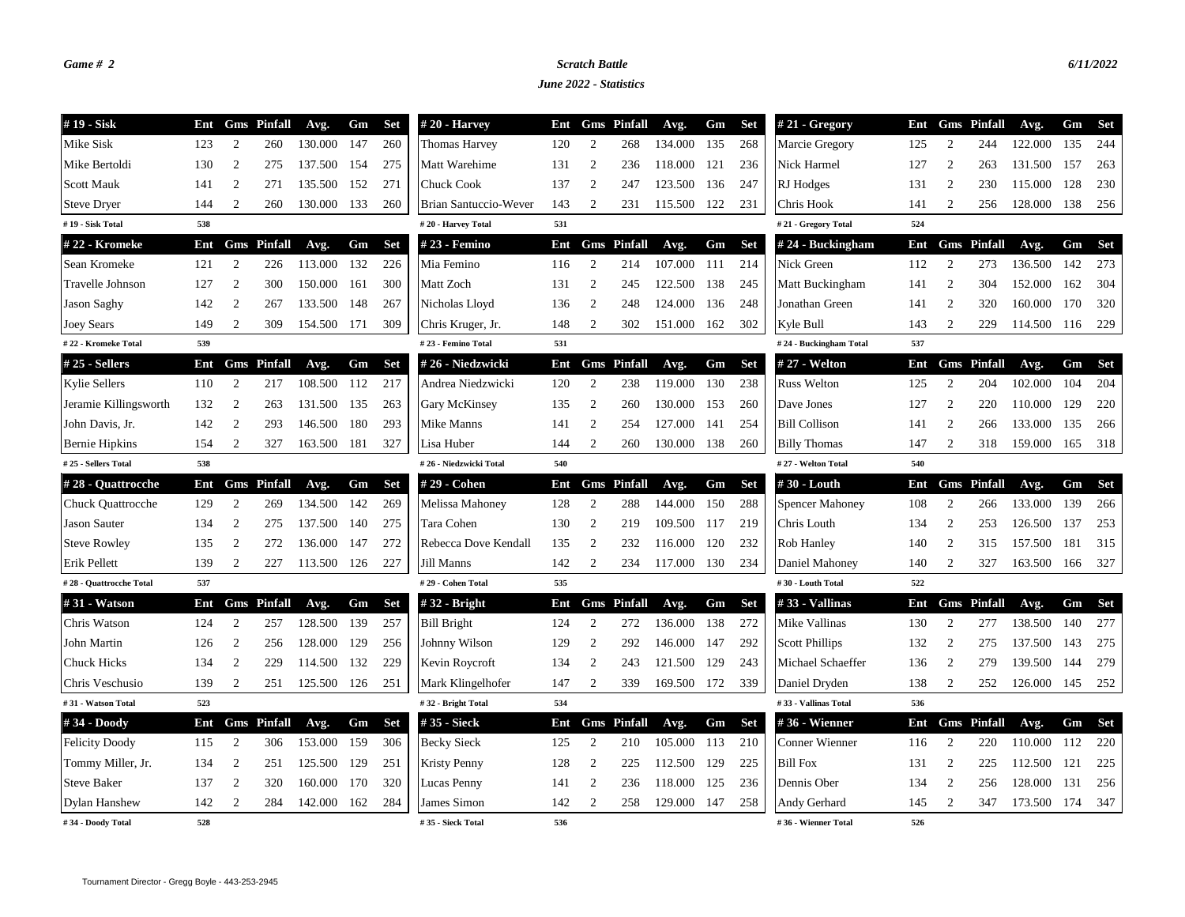*Game # 2*

***Scratch Battle***

***June 2022 - Statistics***

*6/11/2022*

| # 19 - Sisk | Ent | Gms | Pinfall | Avg. | Gm | Set |
|---|---|---|---|---|---|---|
| Mike Sisk | 123 | 2 | 260 | 130.000 | 147 | 260 |
| Mike Bertoldi | 130 | 2 | 275 | 137.500 | 154 | 275 |
| Scott Mauk | 141 | 2 | 271 | 135.500 | 152 | 271 |
| Steve Dryer | 144 | 2 | 260 | 130.000 | 133 | 260 |
| # 19 - Sisk Total | 538 | | | | | |

| # 20 - Harvey | Ent | Gms | Pinfall | Avg. | Gm | Set |
|---|---|---|---|---|---|---|
| Thomas Harvey | 120 | 2 | 268 | 134.000 | 135 | 268 |
| Matt Warehime | 131 | 2 | 236 | 118.000 | 121 | 236 |
| Chuck Cook | 137 | 2 | 247 | 123.500 | 136 | 247 |
| Brian Santuccio-Wever | 143 | 2 | 231 | 115.500 | 122 | 231 |
| # 20 - Harvey Total | 531 | | | | | |

| # 21 - Gregory | Ent | Gms | Pinfall | Avg. | Gm | Set |
|---|---|---|---|---|---|---|
| Marcie Gregory | 125 | 2 | 244 | 122.000 | 135 | 244 |
| Nick Harmel | 127 | 2 | 263 | 131.500 | 157 | 263 |
| RJ Hodges | 131 | 2 | 230 | 115.000 | 128 | 230 |
| Chris Hook | 141 | 2 | 256 | 128.000 | 138 | 256 |
| # 21 - Gregory Total | 524 | | | | | |

| # 22 - Kromeke | Ent | Gms | Pinfall | Avg. | Gm | Set |
|---|---|---|---|---|---|---|
| Sean Kromeke | 121 | 2 | 226 | 113.000 | 132 | 226 |
| Travelle Johnson | 127 | 2 | 300 | 150.000 | 161 | 300 |
| Jason Saghy | 142 | 2 | 267 | 133.500 | 148 | 267 |
| Joey Sears | 149 | 2 | 309 | 154.500 | 171 | 309 |
| # 22 - Kromeke Total | 539 | | | | | |

| # 23 - Femino | Ent | Gms | Pinfall | Avg. | Gm | Set |
|---|---|---|---|---|---|---|
| Mia Femino | 116 | 2 | 214 | 107.000 | 111 | 214 |
| Matt Zoch | 131 | 2 | 245 | 122.500 | 138 | 245 |
| Nicholas Lloyd | 136 | 2 | 248 | 124.000 | 136 | 248 |
| Chris Kruger, Jr. | 148 | 2 | 302 | 151.000 | 162 | 302 |
| # 23 - Femino Total | 531 | | | | | |

| # 24 - Buckingham | Ent | Gms | Pinfall | Avg. | Gm | Set |
|---|---|---|---|---|---|---|
| Nick Green | 112 | 2 | 273 | 136.500 | 142 | 273 |
| Matt Buckingham | 141 | 2 | 304 | 152.000 | 162 | 304 |
| Jonathan Green | 141 | 2 | 320 | 160.000 | 170 | 320 |
| Kyle Bull | 143 | 2 | 229 | 114.500 | 116 | 229 |
| # 24 - Buckingham Total | 537 | | | | | |

| # 25 - Sellers | Ent | Gms | Pinfall | Avg. | Gm | Set |
|---|---|---|---|---|---|---|
| Kylie Sellers | 110 | 2 | 217 | 108.500 | 112 | 217 |
| Jeramie Killingsworth | 132 | 2 | 263 | 131.500 | 135 | 263 |
| John Davis, Jr. | 142 | 2 | 293 | 146.500 | 180 | 293 |
| Bernie Hipkins | 154 | 2 | 327 | 163.500 | 181 | 327 |
| # 25 - Sellers Total | 538 | | | | | |

| # 26 - Niedzwicki | Ent | Gms | Pinfall | Avg. | Gm | Set |
|---|---|---|---|---|---|---|
| Andrea Niedzwicki | 120 | 2 | 238 | 119.000 | 130 | 238 |
| Gary McKinsey | 135 | 2 | 260 | 130.000 | 153 | 260 |
| Mike Manns | 141 | 2 | 254 | 127.000 | 141 | 254 |
| Lisa Huber | 144 | 2 | 260 | 130.000 | 138 | 260 |
| # 26 - Niedzwicki Total | 540 | | | | | |

| # 27 - Welton | Ent | Gms | Pinfall | Avg. | Gm | Set |
|---|---|---|---|---|---|---|
| Russ Welton | 125 | 2 | 204 | 102.000 | 104 | 204 |
| Dave Jones | 127 | 2 | 220 | 110.000 | 129 | 220 |
| Bill Collison | 141 | 2 | 266 | 133.000 | 135 | 266 |
| Billy Thomas | 147 | 2 | 318 | 159.000 | 165 | 318 |
| # 27 - Welton Total | 540 | | | | | |

| # 28 - Quattrocche | Ent | Gms | Pinfall | Avg. | Gm | Set |
|---|---|---|---|---|---|---|
| Chuck Quattrocche | 129 | 2 | 269 | 134.500 | 142 | 269 |
| Jason Sauter | 134 | 2 | 275 | 137.500 | 140 | 275 |
| Steve Rowley | 135 | 2 | 272 | 136.000 | 147 | 272 |
| Erik Pellett | 139 | 2 | 227 | 113.500 | 126 | 227 |
| # 28 - Quattrocche Total | 537 | | | | | |

| # 29 - Cohen | Ent | Gms | Pinfall | Avg. | Gm | Set |
|---|---|---|---|---|---|---|
| Melissa Mahoney | 128 | 2 | 288 | 144.000 | 150 | 288 |
| Tara Cohen | 130 | 2 | 219 | 109.500 | 117 | 219 |
| Rebecca Dove Kendall | 135 | 2 | 232 | 116.000 | 120 | 232 |
| Jill Manns | 142 | 2 | 234 | 117.000 | 130 | 234 |
| # 29 - Cohen Total | 535 | | | | | |

| # 30 - Louth | Ent | Gms | Pinfall | Avg. | Gm | Set |
|---|---|---|---|---|---|---|
| Spencer Mahoney | 108 | 2 | 266 | 133.000 | 139 | 266 |
| Chris Louth | 134 | 2 | 253 | 126.500 | 137 | 253 |
| Rob Hanley | 140 | 2 | 315 | 157.500 | 181 | 315 |
| Daniel Mahoney | 140 | 2 | 327 | 163.500 | 166 | 327 |
| # 30 - Louth Total | 522 | | | | | |

| # 31 - Watson | Ent | Gms | Pinfall | Avg. | Gm | Set |
|---|---|---|---|---|---|---|
| Chris Watson | 124 | 2 | 257 | 128.500 | 139 | 257 |
| John Martin | 126 | 2 | 256 | 128.000 | 129 | 256 |
| Chuck Hicks | 134 | 2 | 229 | 114.500 | 132 | 229 |
| Chris Veschusio | 139 | 2 | 251 | 125.500 | 126 | 251 |
| # 31 - Watson Total | 523 | | | | | |

| # 32 - Bright | Ent | Gms | Pinfall | Avg. | Gm | Set |
|---|---|---|---|---|---|---|
| Bill Bright | 124 | 2 | 272 | 136.000 | 138 | 272 |
| Johnny Wilson | 129 | 2 | 292 | 146.000 | 147 | 292 |
| Kevin Roycroft | 134 | 2 | 243 | 121.500 | 129 | 243 |
| Mark Klingelhofer | 147 | 2 | 339 | 169.500 | 172 | 339 |
| # 32 - Bright Total | 534 | | | | | |

| # 33 - Vallinas | Ent | Gms | Pinfall | Avg. | Gm | Set |
|---|---|---|---|---|---|---|
| Mike Vallinas | 130 | 2 | 277 | 138.500 | 140 | 277 |
| Scott Phillips | 132 | 2 | 275 | 137.500 | 143 | 275 |
| Michael Schaeffer | 136 | 2 | 279 | 139.500 | 144 | 279 |
| Daniel Dryden | 138 | 2 | 252 | 126.000 | 145 | 252 |
| # 33 - Vallinas Total | 536 | | | | | |

| # 34 - Doody | Ent | Gms | Pinfall | Avg. | Gm | Set |
|---|---|---|---|---|---|---|
| Felicity Doody | 115 | 2 | 306 | 153.000 | 159 | 306 |
| Tommy Miller, Jr. | 134 | 2 | 251 | 125.500 | 129 | 251 |
| Steve Baker | 137 | 2 | 320 | 160.000 | 170 | 320 |
| Dylan Hanshew | 142 | 2 | 284 | 142.000 | 162 | 284 |
| # 34 - Doody Total | 528 | | | | | |

| # 35 - Sieck | Ent | Gms | Pinfall | Avg. | Gm | Set |
|---|---|---|---|---|---|---|
| Becky Sieck | 125 | 2 | 210 | 105.000 | 113 | 210 |
| Kristy Penny | 128 | 2 | 225 | 112.500 | 129 | 225 |
| Lucas Penny | 141 | 2 | 236 | 118.000 | 125 | 236 |
| James Simon | 142 | 2 | 258 | 129.000 | 147 | 258 |
| # 35 - Sieck Total | 536 | | | | | |

| # 36 - Wienner | Ent | Gms | Pinfall | Avg. | Gm | Set |
|---|---|---|---|---|---|---|
| Conner Wienner | 116 | 2 | 220 | 110.000 | 112 | 220 |
| Bill Fox | 131 | 2 | 225 | 112.500 | 121 | 225 |
| Dennis Ober | 134 | 2 | 256 | 128.000 | 131 | 256 |
| Andy Gerhard | 145 | 2 | 347 | 173.500 | 174 | 347 |
| # 36 - Wienner Total | 526 | | | | | |

Tournament Director - Gregg Boyle - 443-253-2945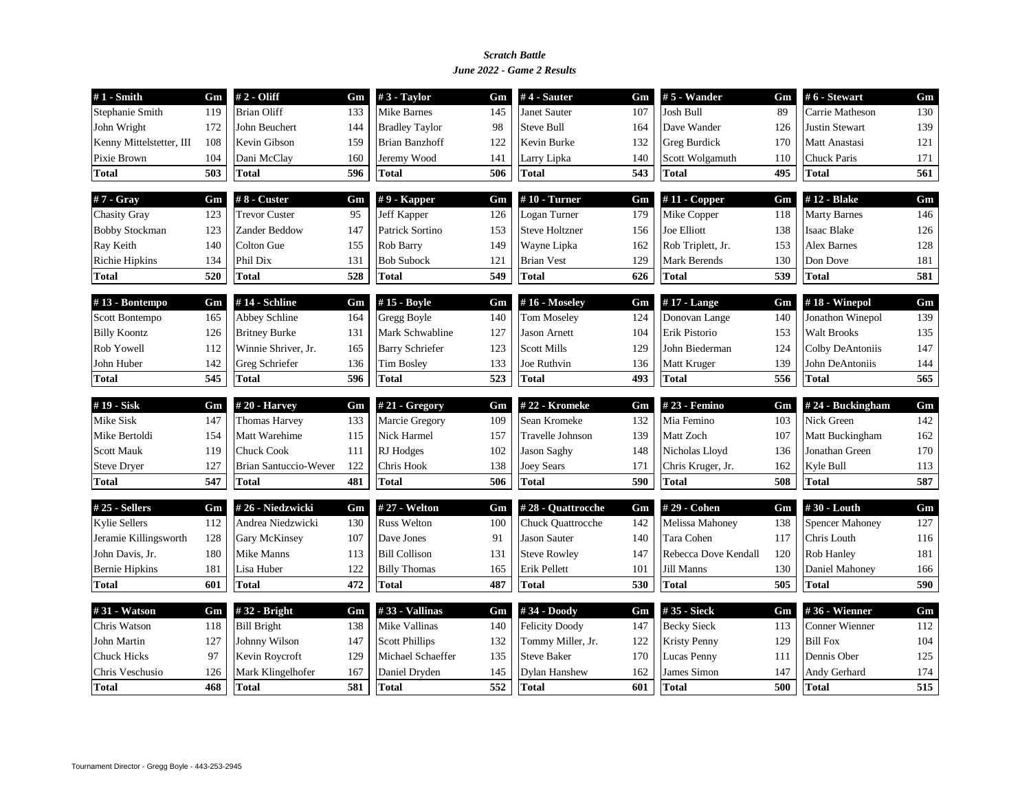***Scratch Battle***

***June 2022 - Game 2 Results***

| # 1 - Smith | Gm |
|---|---|
| Stephanie Smith | 119 |
| John Wright | 172 |
| Kenny Mittelstetter, III | 108 |
| Pixie Brown | 104 |
| **Total** | **503** |

| # 2 - Oliff | Gm |
|---|---|
| Brian Oliff | 133 |
| John Beuchert | 144 |
| Kevin Gibson | 159 |
| Dani McClay | 160 |
| **Total** | **596** |

| # 3 - Taylor | Gm |
|---|---|
| Mike Barnes | 145 |
| Bradley Taylor | 98 |
| Brian Banzhoff | 122 |
| Jeremy Wood | 141 |
| **Total** | **506** |

| # 4 - Sauter | Gm |
|---|---|
| Janet Sauter | 107 |
| Steve Bull | 164 |
| Kevin Burke | 132 |
| Larry Lipka | 140 |
| **Total** | **543** |

| # 5 - Wander | Gm |
|---|---|
| Josh Bull | 89 |
| Dave Wander | 126 |
| Greg Burdick | 170 |
| Scott Wolgamuth | 110 |
| **Total** | **495** |

| # 6 - Stewart | Gm |
|---|---|
| Carrie Matheson | 130 |
| Justin Stewart | 139 |
| Matt Anastasi | 121 |
| Chuck Paris | 171 |
| **Total** | **561** |

| # 7 - Gray | Gm |
|---|---|
| Chasity Gray | 123 |
| Bobby Stockman | 123 |
| Ray Keith | 140 |
| Richie Hipkins | 134 |
| **Total** | **520** |

| # 8 - Custer | Gm |
|---|---|
| Trevor Custer | 95 |
| Zander Beddow | 147 |
| Colton Gue | 155 |
| Phil Dix | 131 |
| **Total** | **528** |

| # 9 - Kapper | Gm |
|---|---|
| Jeff Kapper | 126 |
| Patrick Sortino | 153 |
| Rob Barry | 149 |
| Bob Subock | 121 |
| **Total** | **549** |

| # 10 - Turner | Gm |
|---|---|
| Logan Turner | 179 |
| Steve Holtzner | 156 |
| Wayne Lipka | 162 |
| Brian Vest | 129 |
| **Total** | **626** |

| # 11 - Copper | Gm |
|---|---|
| Mike Copper | 118 |
| Joe Elliott | 138 |
| Rob Triplett, Jr. | 153 |
| Mark Berends | 130 |
| **Total** | **539** |

| # 12 - Blake | Gm |
|---|---|
| Marty Barnes | 146 |
| Isaac Blake | 126 |
| Alex Barnes | 128 |
| Don Dove | 181 |
| **Total** | **581** |

| # 13 - Bontempo | Gm |
|---|---|
| Scott Bontempo | 165 |
| Billy Koontz | 126 |
| Rob Yowell | 112 |
| John Huber | 142 |
| **Total** | **545** |

| # 14 - Schline | Gm |
|---|---|
| Abbey Schline | 164 |
| Britney Burke | 131 |
| Winnie Shriver, Jr. | 165 |
| Greg Schriefer | 136 |
| **Total** | **596** |

| # 15 - Boyle | Gm |
|---|---|
| Gregg Boyle | 140 |
| Mark Schwabline | 127 |
| Barry Schriefer | 123 |
| Tim Bosley | 133 |
| **Total** | **523** |

| # 16 - Moseley | Gm |
|---|---|
| Tom Moseley | 124 |
| Jason Arnett | 104 |
| Scott Mills | 129 |
| Joe Ruthvin | 136 |
| **Total** | **493** |

| # 17 - Lange | Gm |
|---|---|
| Donovan Lange | 140 |
| Erik Pistorio | 153 |
| John Biederman | 124 |
| Matt Kruger | 139 |
| **Total** | **556** |

| # 18 - Winepol | Gm |
|---|---|
| Jonathon Winepol | 139 |
| Walt Brooks | 135 |
| Colby DeAntoniis | 147 |
| John DeAntoniis | 144 |
| **Total** | **565** |

| # 19 - Sisk | Gm |
|---|---|
| Mike Sisk | 147 |
| Mike Bertoldi | 154 |
| Scott Mauk | 119 |
| Steve Dryer | 127 |
| **Total** | **547** |

| # 20 - Harvey | Gm |
|---|---|
| Thomas Harvey | 133 |
| Matt Warehime | 115 |
| Chuck Cook | 111 |
| Brian Santuccio-Wever | 122 |
| **Total** | **481** |

| # 21 - Gregory | Gm |
|---|---|
| Marcie Gregory | 109 |
| Nick Harmel | 157 |
| RJ Hodges | 102 |
| Chris Hook | 138 |
| **Total** | **506** |

| # 22 - Kromeke | Gm |
|---|---|
| Sean Kromeke | 132 |
| Travelle Johnson | 139 |
| Jason Saghy | 148 |
| Joey Sears | 171 |
| **Total** | **590** |

| # 23 - Femino | Gm |
|---|---|
| Mia Femino | 103 |
| Matt Zoch | 107 |
| Nicholas Lloyd | 136 |
| Chris Kruger, Jr. | 162 |
| **Total** | **508** |

| # 24 - Buckingham | Gm |
|---|---|
| Nick Green | 142 |
| Matt Buckingham | 162 |
| Jonathan Green | 170 |
| Kyle Bull | 113 |
| **Total** | **587** |

| # 25 - Sellers | Gm |
|---|---|
| Kylie Sellers | 112 |
| Jeramie Killingsworth | 128 |
| John Davis, Jr. | 180 |
| Bernie Hipkins | 181 |
| **Total** | **601** |

| # 26 - Niedzwicki | Gm |
|---|---|
| Andrea Niedzwicki | 130 |
| Gary McKinsey | 107 |
| Mike Manns | 113 |
| Lisa Huber | 122 |
| **Total** | **472** |

| # 27 - Welton | Gm |
|---|---|
| Russ Welton | 100 |
| Dave Jones | 91 |
| Bill Collison | 131 |
| Billy Thomas | 165 |
| **Total** | **487** |

| # 28 - Quattrocche | Gm |
|---|---|
| Chuck Quattrocche | 142 |
| Jason Sauter | 140 |
| Steve Rowley | 147 |
| Erik Pellett | 101 |
| **Total** | **530** |

| # 29 - Cohen | Gm |
|---|---|
| Melissa Mahoney | 138 |
| Tara Cohen | 117 |
| Rebecca Dove Kendall | 120 |
| Jill Manns | 130 |
| **Total** | **505** |

| # 30 - Louth | Gm |
|---|---|
| Spencer Mahoney | 127 |
| Chris Louth | 116 |
| Rob Hanley | 181 |
| Daniel Mahoney | 166 |
| **Total** | **590** |

| # 31 - Watson | Gm |
|---|---|
| Chris Watson | 118 |
| John Martin | 127 |
| Chuck Hicks | 97 |
| Chris Veschusio | 126 |
| **Total** | **468** |

| # 32 - Bright | Gm |
|---|---|
| Bill Bright | 138 |
| Johnny Wilson | 147 |
| Kevin Roycroft | 129 |
| Mark Klingelhofer | 167 |
| **Total** | **581** |

| # 33 - Vallinas | Gm |
|---|---|
| Mike Vallinas | 140 |
| Scott Phillips | 132 |
| Michael Schaeffer | 135 |
| Daniel Dryden | 145 |
| **Total** | **552** |

| # 34 - Doody | Gm |
|---|---|
| Felicity Doody | 147 |
| Tommy Miller, Jr. | 122 |
| Steve Baker | 170 |
| Dylan Hanshew | 162 |
| **Total** | **601** |

| # 35 - Sieck | Gm |
|---|---|
| Becky Sieck | 113 |
| Kristy Penny | 129 |
| Lucas Penny | 111 |
| James Simon | 147 |
| **Total** | **500** |

| # 36 - Wienner | Gm |
|---|---|
| Conner Wienner | 112 |
| Bill Fox | 104 |
| Dennis Ober | 125 |
| Andy Gerhard | 174 |
| **Total** | **515** |

Tournament Director - Gregg Boyle - 443-253-2945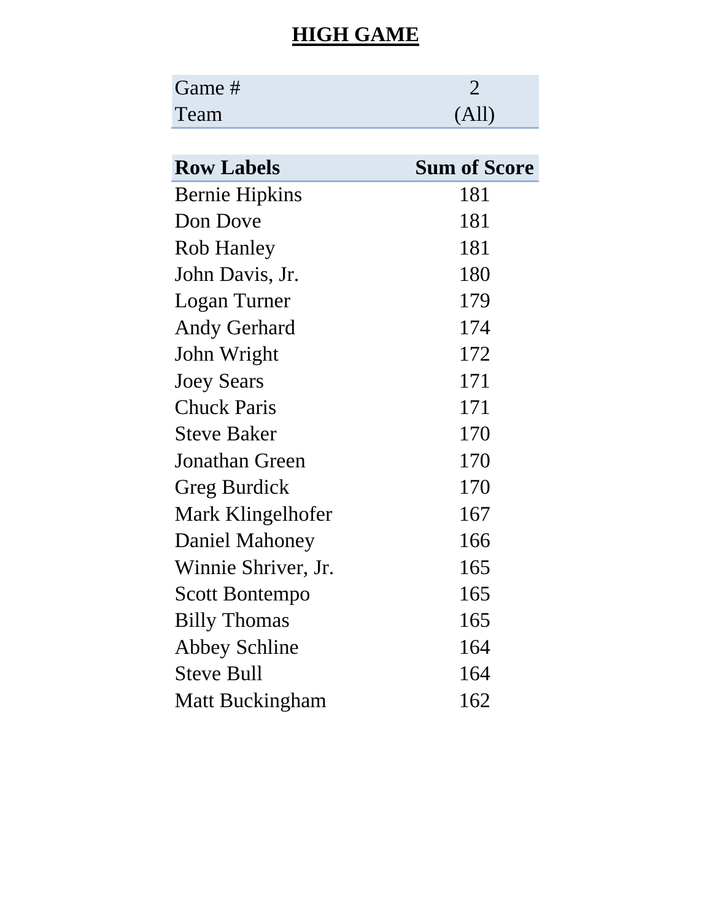# HIGH GAME

| | |
|---|---|
| Game # | 2 |
| Team | (All) |

| Row Labels | Sum of Score |
|---|---|
| Bernie Hipkins | 181 |
| Don Dove | 181 |
| Rob Hanley | 181 |
| John Davis, Jr. | 180 |
| Logan Turner | 179 |
| Andy Gerhard | 174 |
| John Wright | 172 |
| Joey Sears | 171 |
| Chuck Paris | 171 |
| Steve Baker | 170 |
| Jonathan Green | 170 |
| Greg Burdick | 170 |
| Mark Klingelhofer | 167 |
| Daniel Mahoney | 166 |
| Winnie Shriver, Jr. | 165 |
| Scott Bontempo | 165 |
| Billy Thomas | 165 |
| Abbey Schline | 164 |
| Steve Bull | 164 |
| Matt Buckingham | 162 |